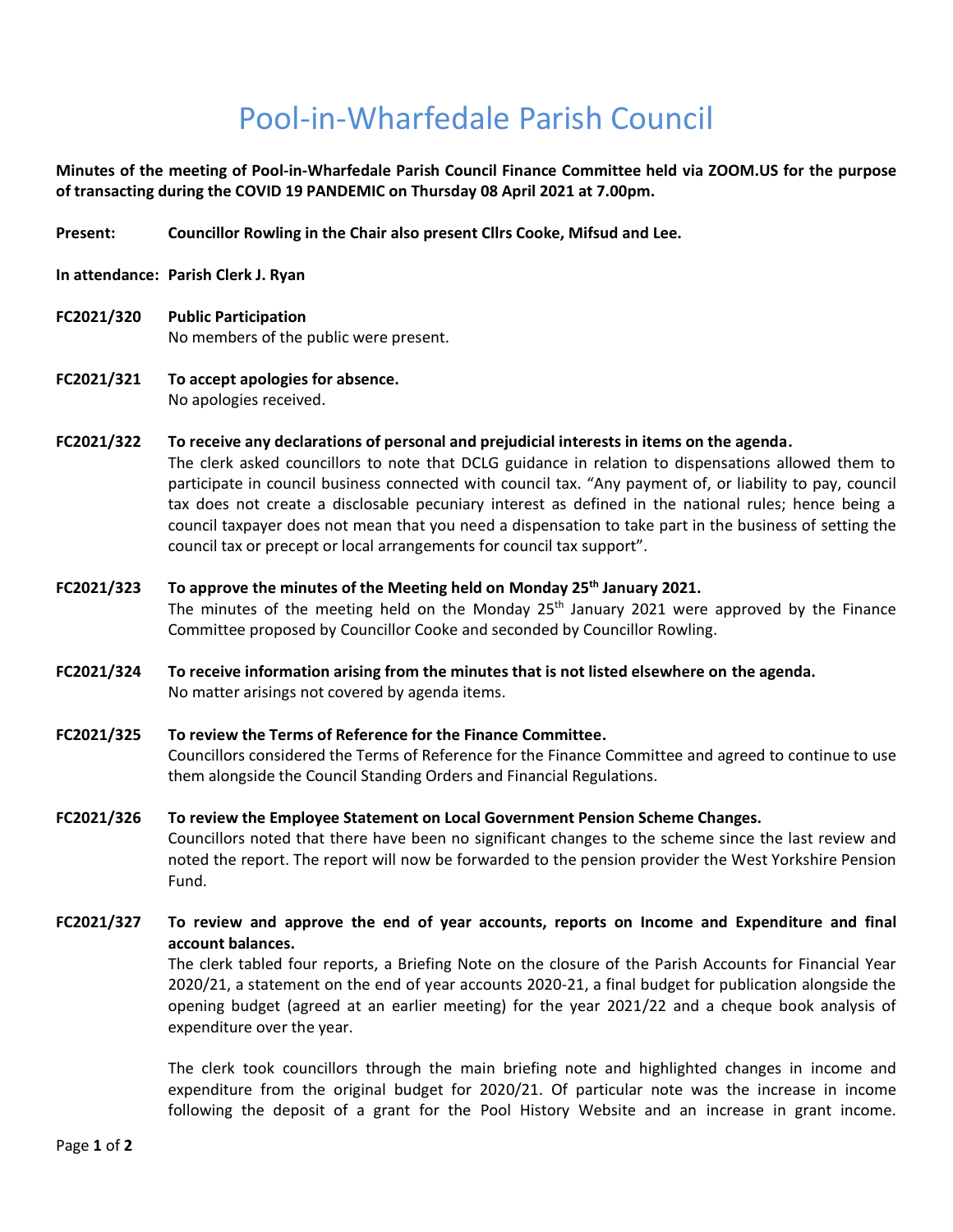# Pool-in-Wharfedale Parish Council

**Minutes of the meeting of Pool-in-Wharfedale Parish Council Finance Committee held via ZOOM.US for the purpose of transacting during the COVID 19 PANDEMIC on Thursday 08 April 2021 at 7.00pm.**

**Present:** **Councillor Rowling in the Chair also present Cllrs Cooke, Mifsud and Lee.**

**In attendance:** **Parish Clerk J. Ryan**

**FC2021/320** **Public Participation**
No members of the public were present.

**FC2021/321** **To accept apologies for absence.**
No apologies received.

**FC2021/322** **To receive any declarations of personal and prejudicial interests in items on the agenda.**
The clerk asked councillors to note that DCLG guidance in relation to dispensations allowed them to participate in council business connected with council tax. "Any payment of, or liability to pay, council tax does not create a disclosable pecuniary interest as defined in the national rules; hence being a council taxpayer does not mean that you need a dispensation to take part in the business of setting the council tax or precept or local arrangements for council tax support".

**FC2021/323** **To approve the minutes of the Meeting held on Monday 25th January 2021.**
The minutes of the meeting held on the Monday 25th January 2021 were approved by the Finance Committee proposed by Councillor Cooke and seconded by Councillor Rowling.

**FC2021/324** **To receive information arising from the minutes that is not listed elsewhere on the agenda.**
No matter arisings not covered by agenda items.

**FC2021/325** **To review the Terms of Reference for the Finance Committee.**
Councillors considered the Terms of Reference for the Finance Committee and agreed to continue to use them alongside the Council Standing Orders and Financial Regulations.

**FC2021/326** **To review the Employee Statement on Local Government Pension Scheme Changes.**
Councillors noted that there have been no significant changes to the scheme since the last review and noted the report. The report will now be forwarded to the pension provider the West Yorkshire Pension Fund.

**FC2021/327** **To review and approve the end of year accounts, reports on Income and Expenditure and final account balances.**
The clerk tabled four reports, a Briefing Note on the closure of the Parish Accounts for Financial Year 2020/21, a statement on the end of year accounts 2020-21, a final budget for publication alongside the opening budget (agreed at an earlier meeting) for the year 2021/22 and a cheque book analysis of expenditure over the year.

The clerk took councillors through the main briefing note and highlighted changes in income and expenditure from the original budget for 2020/21. Of particular note was the increase in income following the deposit of a grant for the Pool History Website and an increase in grant income.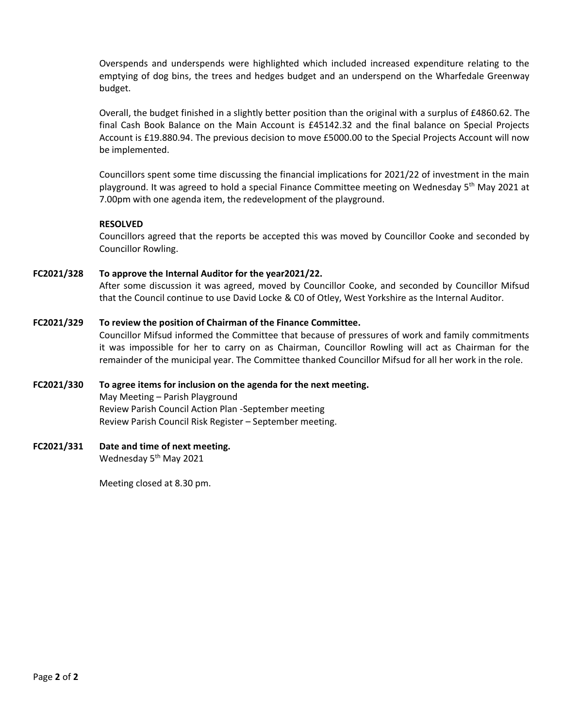Overspends and underspends were highlighted which included increased expenditure relating to the emptying of dog bins, the trees and hedges budget and an underspend on the Wharfedale Greenway budget.

Overall, the budget finished in a slightly better position than the original with a surplus of £4860.62. The final Cash Book Balance on the Main Account is £45142.32 and the final balance on Special Projects Account is £19.880.94. The previous decision to move £5000.00 to the Special Projects Account will now be implemented.

Councillors spent some time discussing the financial implications for 2021/22 of investment in the main playground. It was agreed to hold a special Finance Committee meeting on Wednesday 5th May 2021 at 7.00pm with one agenda item, the redevelopment of the playground.

**RESOLVED**

Councillors agreed that the reports be accepted this was moved by Councillor Cooke and seconded by Councillor Rowling.

**FC2021/328 To approve the Internal Auditor for the year2021/22.**

After some discussion it was agreed, moved by Councillor Cooke, and seconded by Councillor Mifsud that the Council continue to use David Locke & C0 of Otley, West Yorkshire as the Internal Auditor.

**FC2021/329 To review the position of Chairman of the Finance Committee.**

Councillor Mifsud informed the Committee that because of pressures of work and family commitments it was impossible for her to carry on as Chairman, Councillor Rowling will act as Chairman for the remainder of the municipal year. The Committee thanked Councillor Mifsud for all her work in the role.

**FC2021/330 To agree items for inclusion on the agenda for the next meeting.**

May Meeting – Parish Playground
Review Parish Council Action Plan -September meeting
Review Parish Council Risk Register – September meeting.

**FC2021/331 Date and time of next meeting.**

Wednesday 5th May 2021

Meeting closed at 8.30 pm.